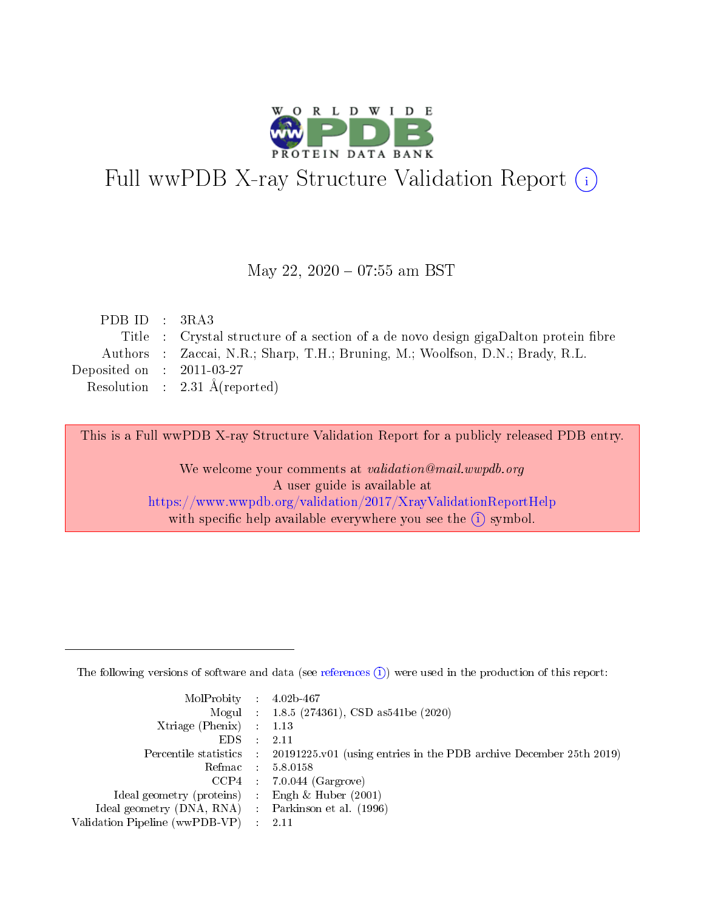# Full wwPDB X-ray Structure Validation Report (i)

May 22, 2020 – 07:55 am BST

| | | |
|---|---|---|
| PDB ID | : | 3RA3 |
| Title | : | Crystal structure of a section of a de novo design gigaDalton protein fibre |
| Authors | : | Zaccai, N.R.; Sharp, T.H.; Bruning, M.; Woolfson, D.N.; Brady, R.L. |
| Deposited on | : | 2011-03-27 |
| Resolution | : | 2.31 Å(reported) |

This is a Full wwPDB X-ray Structure Validation Report for a publicly released PDB entry.

We welcome your comments at *validation@mail.wwpdb.org*
A user guide is available at
https://www.wwpdb.org/validation/2017/XrayValidationReportHelp
with specific help available everywhere you see the (i) symbol.

---

The following versions of software and data (see references (i)) were used in the production of this report:

| | | |
|---|---|---|
| MolProbity | : | 4.02b-467 |
| Mogul | : | 1.8.5 (274361), CSD as541be (2020) |
| Xtriage (Phenix) | : | 1.13 |
| EDS | : | 2.11 |
| Percentile statistics | : | 20191225.v01 (using entries in the PDB archive December 25th 2019) |
| Refmac | : | 5.8.0158 |
| CCP4 | : | 7.0.044 (Gargrove) |
| Ideal geometry (proteins) | : | Engh & Huber (2001) |
| Ideal geometry (DNA, RNA) | : | Parkinson et al. (1996) |
| Validation Pipeline (wwPDB-VP) | : | 2.11 |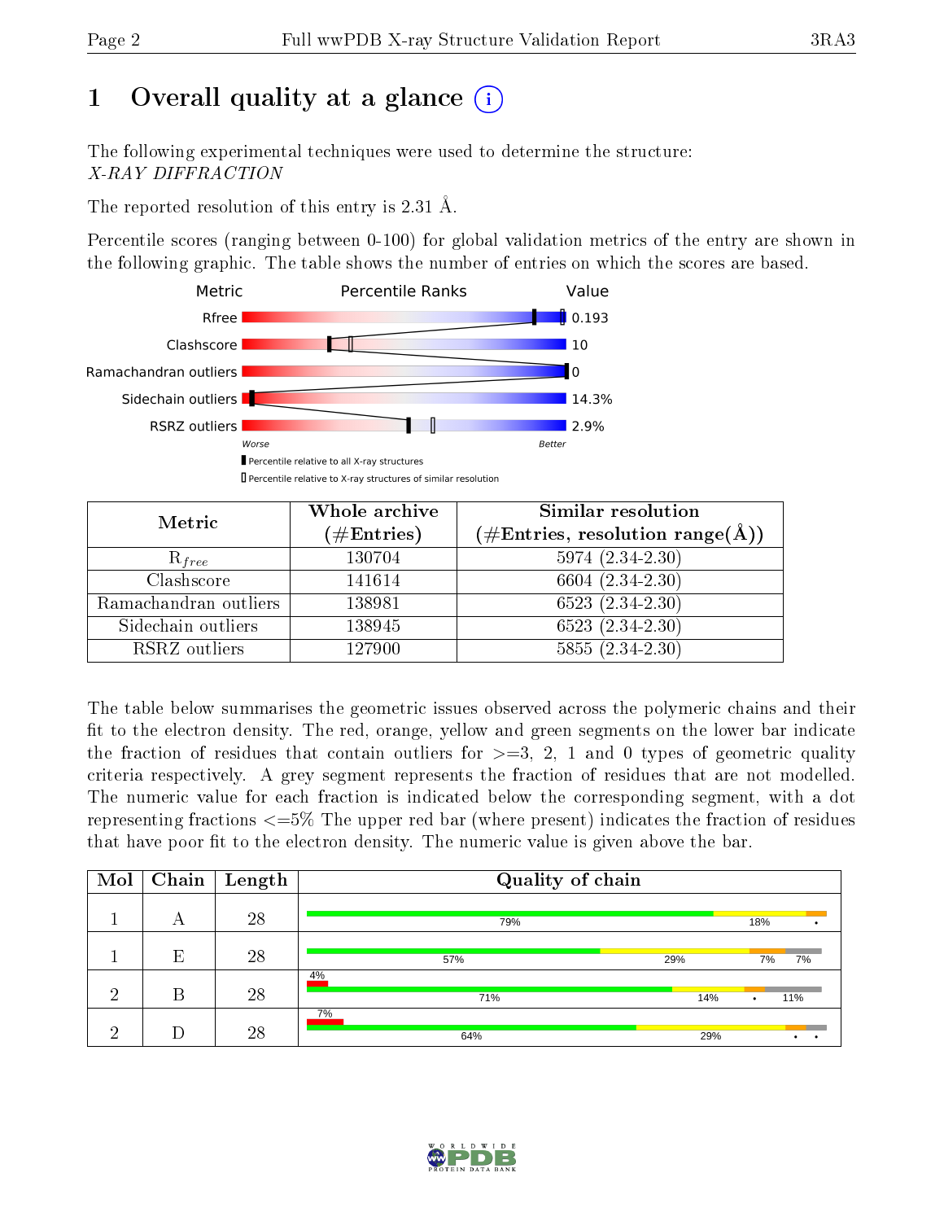# 1 Overall quality at a glance

The following experimental techniques were used to determine the structure:
*X-RAY DIFFRACTION*

The reported resolution of this entry is 2.31 Å.

Percentile scores (ranging between 0-100) for global validation metrics of the entry are shown in the following graphic. The table shows the number of entries on which the scores are based.

| Metric | Value |
|---|---|
| Rfree | 0.193 |
| Clashscore | 10 |
| Ramachandran outliers | 0 |
| Sidechain outliers | 14.3% |
| RSRZ outliers | 2.9% |

Worse — Better

▮ Percentile relative to all X-ray structures
▯ Percentile relative to X-ray structures of similar resolution

| Metric | Whole archive (#Entries) | Similar resolution (#Entries, resolution range(Å)) |
|---|---|---|
| $R_{free}$ | 130704 | 5974 (2.34-2.30) |
| Clashscore | 141614 | 6604 (2.34-2.30) |
| Ramachandran outliers | 138981 | 6523 (2.34-2.30) |
| Sidechain outliers | 138945 | 6523 (2.34-2.30) |
| RSRZ outliers | 127900 | 5855 (2.34-2.30) |

The table below summarises the geometric issues observed across the polymeric chains and their fit to the electron density. The red, orange, yellow and green segments on the lower bar indicate the fraction of residues that contain outliers for >=3, 2, 1 and 0 types of geometric quality criteria respectively. A grey segment represents the fraction of residues that are not modelled. The numeric value for each fraction is indicated below the corresponding segment, with a dot representing fractions <=5% The upper red bar (where present) indicates the fraction of residues that have poor fit to the electron density. The numeric value is given above the bar.

| Mol | Chain | Length | Quality of chain |
|---|---|---|---|
| 1 | A | 28 | 79% · 18% · • |
| 1 | E | 28 | 57% · 29% · 7% · 7% |
| 2 | B | 28 | (4%) 71% · 14% · • · 11% |
| 2 | D | 28 | (7%) 64% · 29% · • · • |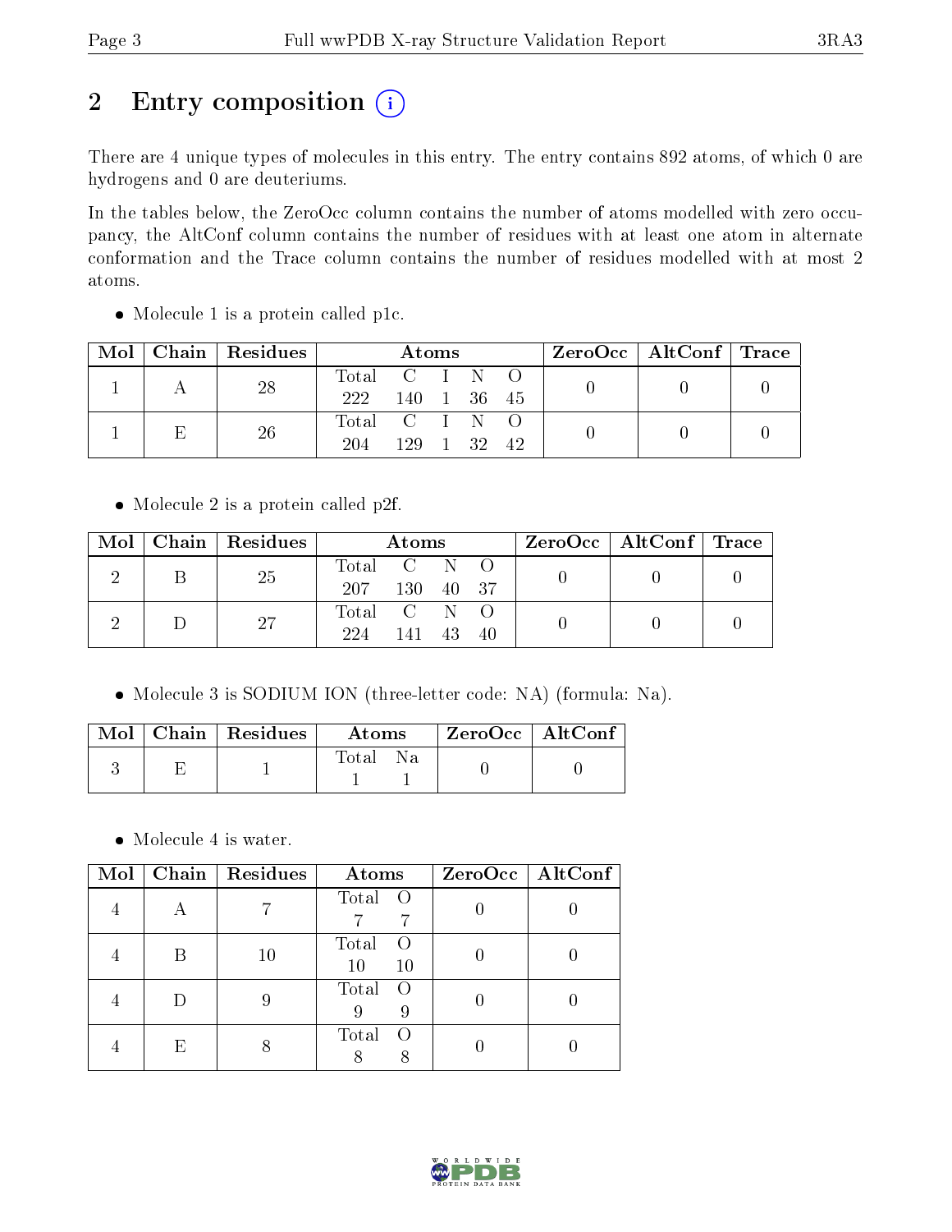# 2 Entry composition

There are 4 unique types of molecules in this entry. The entry contains 892 atoms, of which 0 are hydrogens and 0 are deuteriums.

In the tables below, the ZeroOcc column contains the number of atoms modelled with zero occupancy, the AltConf column contains the number of residues with at least one atom in alternate conformation and the Trace column contains the number of residues modelled with at most 2 atoms.

- Molecule 1 is a protein called p1c.

| Mol | Chain | Residues | Atoms | | | | | ZeroOcc | AltConf | Trace |
|---|---|---|---|---|---|---|---|---|---|---|
| 1 | A | 28 | Total | C | I | N | O | 0 | 0 | 0 |
| | | | 222 | 140 | 1 | 36 | 45 | | | |
| 1 | E | 26 | Total | C | I | N | O | 0 | 0 | 0 |
| | | | 204 | 129 | 1 | 32 | 42 | | | |

- Molecule 2 is a protein called p2f.

| Mol | Chain | Residues | Atoms | | | | ZeroOcc | AltConf | Trace |
|---|---|---|---|---|---|---|---|---|---|
| 2 | B | 25 | Total | C | N | O | 0 | 0 | 0 |
| | | | 207 | 130 | 40 | 37 | | | |
| 2 | D | 27 | Total | C | N | O | 0 | 0 | 0 |
| | | | 224 | 141 | 43 | 40 | | | |

- Molecule 3 is SODIUM ION (three-letter code: NA) (formula: Na).

| Mol | Chain | Residues | Atoms | | ZeroOcc | AltConf |
|---|---|---|---|---|---|---|
| 3 | E | 1 | Total | Na | 0 | 0 |
| | | | 1 | 1 | | |

- Molecule 4 is water.

| Mol | Chain | Residues | Atoms | | ZeroOcc | AltConf |
|---|---|---|---|---|---|---|
| 4 | A | 7 | Total | O | 0 | 0 |
| | | | 7 | 7 | | |
| 4 | B | 10 | Total | O | 0 | 0 |
| | | | 10 | 10 | | |
| 4 | D | 9 | Total | O | 0 | 0 |
| | | | 9 | 9 | | |
| 4 | E | 8 | Total | O | 0 | 0 |
| | | | 8 | 8 | | |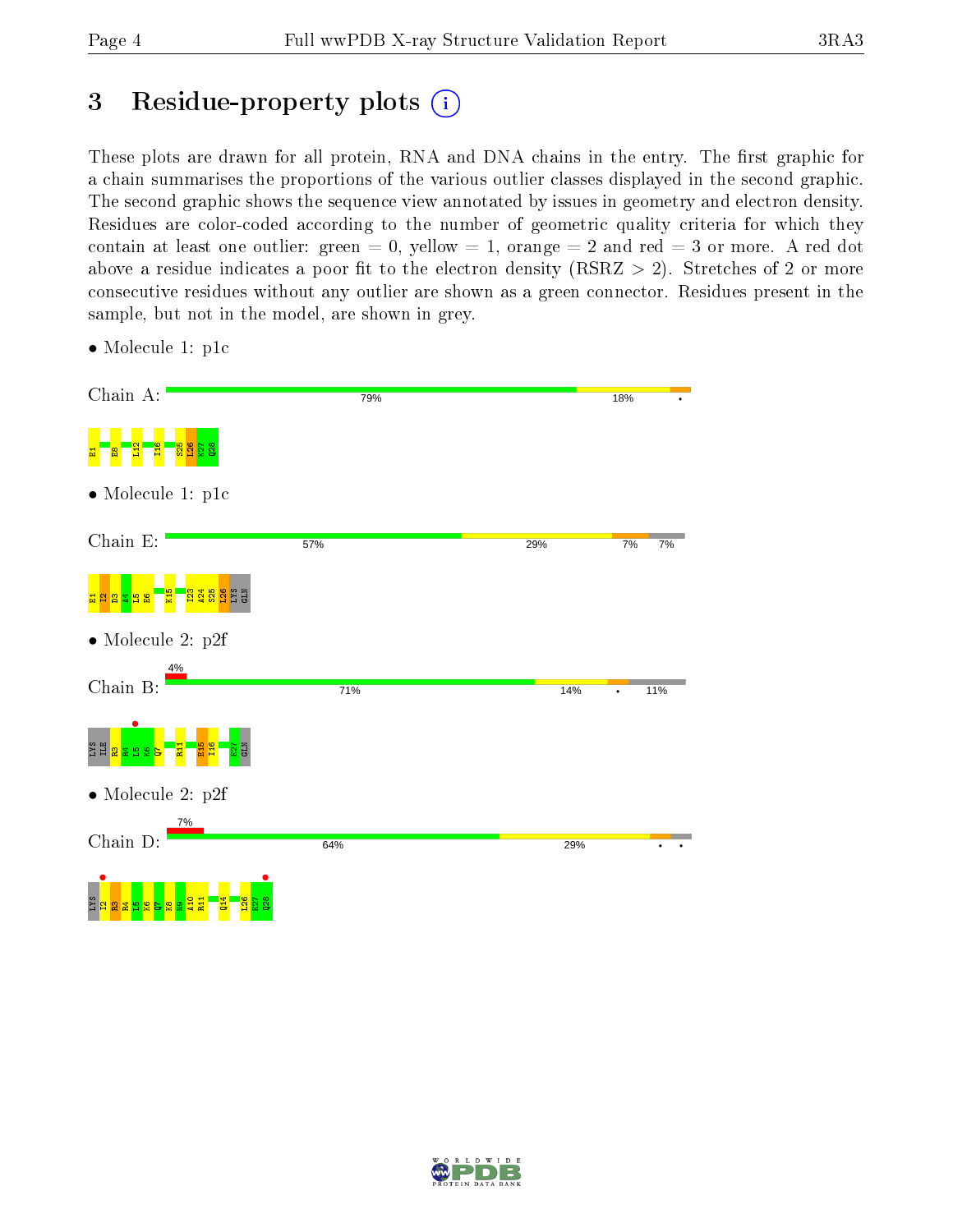# 3 Residue-property plots

These plots are drawn for all protein, RNA and DNA chains in the entry. The first graphic for a chain summarises the proportions of the various outlier classes displayed in the second graphic. The second graphic shows the sequence view annotated by issues in geometry and electron density. Residues are color-coded according to the number of geometric quality criteria for which they contain at least one outlier: green = 0, yellow = 1, orange = 2 and red = 3 or more. A red dot above a residue indicates a poor fit to the electron density (RSRZ > 2). Stretches of 2 or more consecutive residues without any outlier are shown as a green connector. Residues present in the sample, but not in the model, are shown in grey.

- Molecule 1: p1c

Chain A: 79% | 18% | •

E1 E8 L12 I16 S25 L26 K27 Q28

- Molecule 1: p1c

Chain E: 57% | 29% | 7% | 7%

E1 I2 D3 A4 L5 E6 K15 I23 A24 S25 L26 LYS GLN

- Molecule 2: p2f

Chain B: 4% | 71% | 14% | • | 11%

LYS ILE R3 R4 L5 K6 Q7 R11 E15 I16 E27 GLN

- Molecule 2: p2f

Chain D: 7% | 64% | 29% | • | •

LYS I2 R3 R4 L5 K6 Q7 K8 N9 A10 R11 Q14 L26 E27 Q28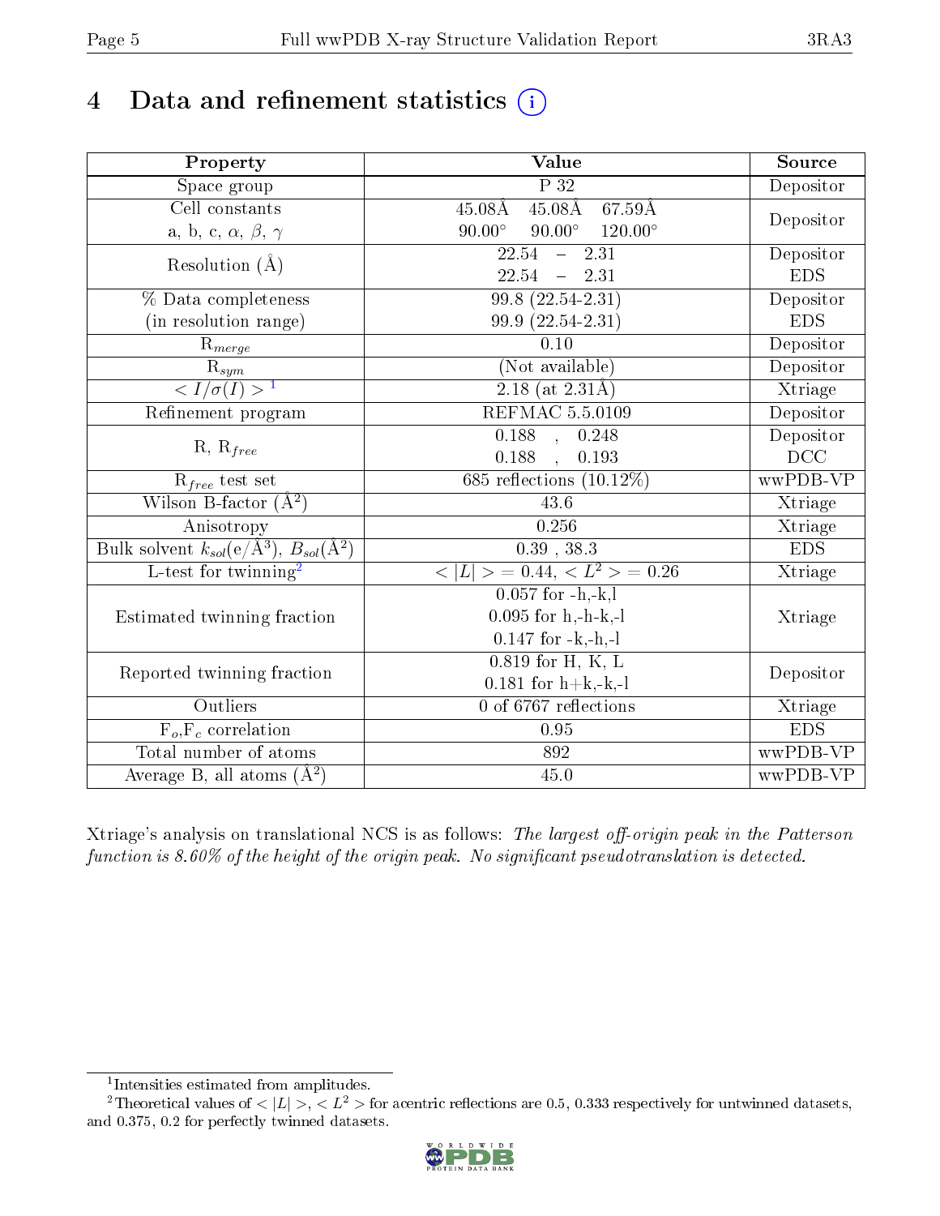# 4 Data and refinement statistics (i)

| Property | Value | Source |
|---|---|---|
| Space group | P 32 | Depositor |
| Cell constants<br>a, b, c, $\alpha$, $\beta$, $\gamma$ | 45.08Å 45.08Å 67.59Å<br>90.00° 90.00° 120.00° | Depositor |
| Resolution (Å) | 22.54 – 2.31<br>22.54 – 2.31 | Depositor<br>EDS |
| % Data completeness<br>(in resolution range) | 99.8 (22.54-2.31)<br>99.9 (22.54-2.31) | Depositor<br>EDS |
| $R_{merge}$ | 0.10 | Depositor |
| $R_{sym}$ | (Not available) | Depositor |
| $< I/\sigma(I) >$ [1] | 2.18 (at 2.31Å) | Xtriage |
| Refinement program | REFMAC 5.5.0109 | Depositor |
| R, $R_{free}$ | 0.188 , 0.248<br>0.188 , 0.193 | Depositor<br>DCC |
| $R_{free}$ test set | 685 reflections (10.12%) | wwPDB-VP |
| Wilson B-factor (Å$^2$) | 43.6 | Xtriage |
| Anisotropy | 0.256 | Xtriage |
| Bulk solvent $k_{sol}$(e/Å$^3$), $B_{sol}$(Å$^2$) | 0.39 , 38.3 | EDS |
| L-test for twinning[2] | $< \lvert L \rvert > = 0.44$, $< L^2 > = 0.26$ | Xtriage |
| Estimated twinning fraction | 0.057 for -h,-k,l<br>0.095 for h,-h-k,-l<br>0.147 for -k,-h,-l | Xtriage |
| Reported twinning fraction | 0.819 for H, K, L<br>0.181 for h+k,-k,-l | Depositor |
| Outliers | 0 of 6767 reflections | Xtriage |
| $F_o$,$F_c$ correlation | 0.95 | EDS |
| Total number of atoms | 892 | wwPDB-VP |
| Average B, all atoms (Å$^2$) | 45.0 | wwPDB-VP |

Xtriage's analysis on translational NCS is as follows: *The largest off-origin peak in the Patterson function is 8.60% of the height of the origin peak. No significant pseudotranslation is detected.*

[1] Intensities estimated from amplitudes.

[2] Theoretical values of $< \lvert L \rvert >$, $< L^2 >$ for acentric reflections are 0.5, 0.333 respectively for untwinned datasets, and 0.375, 0.2 for perfectly twinned datasets.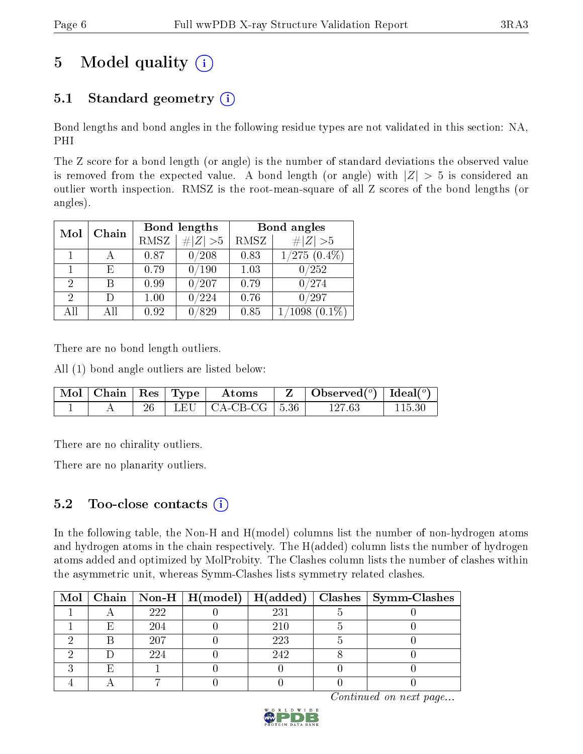# 5 Model quality

## 5.1 Standard geometry

Bond lengths and bond angles in the following residue types are not validated in this section: NA, PHI

The Z score for a bond length (or angle) is the number of standard deviations the observed value is removed from the expected value. A bond length (or angle) with $|Z| > 5$ is considered an outlier worth inspection. RMSZ is the root-mean-square of all Z scores of the bond lengths (or angles).

| Mol | Chain | Bond lengths | | Bond angles | |
|---|---|---|---|---|---|
| | | RMSZ | #$\|Z\| > 5$ | RMSZ | #$\|Z\| > 5$ |
| 1 | A | 0.87 | 0/208 | 0.83 | 1/275 (0.4%) |
| 1 | E | 0.79 | 0/190 | 1.03 | 0/252 |
| 2 | B | 0.99 | 0/207 | 0.79 | 0/274 |
| 2 | D | 1.00 | 0/224 | 0.76 | 0/297 |
| All | All | 0.92 | 0/829 | 0.85 | 1/1098 (0.1%) |

There are no bond length outliers.

All (1) bond angle outliers are listed below:

| Mol | Chain | Res | Type | Atoms | Z | Observed(°) | Ideal(°) |
|---|---|---|---|---|---|---|---|
| 1 | A | 26 | LEU | CA-CB-CG | 5.36 | 127.63 | 115.30 |

There are no chirality outliers.

There are no planarity outliers.

## 5.2 Too-close contacts

In the following table, the Non-H and H(model) columns list the number of non-hydrogen atoms and hydrogen atoms in the chain respectively. The H(added) column lists the number of hydrogen atoms added and optimized by MolProbity. The Clashes column lists the number of clashes within the asymmetric unit, whereas Symm-Clashes lists symmetry related clashes.

| Mol | Chain | Non-H | H(model) | H(added) | Clashes | Symm-Clashes |
|---|---|---|---|---|---|---|
| 1 | A | 222 | 0 | 231 | 5 | 0 |
| 1 | E | 204 | 0 | 210 | 5 | 0 |
| 2 | B | 207 | 0 | 223 | 5 | 0 |
| 2 | D | 224 | 0 | 242 | 8 | 0 |
| 3 | E | 1 | 0 | 0 | 0 | 0 |
| 4 | A | 7 | 0 | 0 | 0 | 0 |

*Continued on next page...*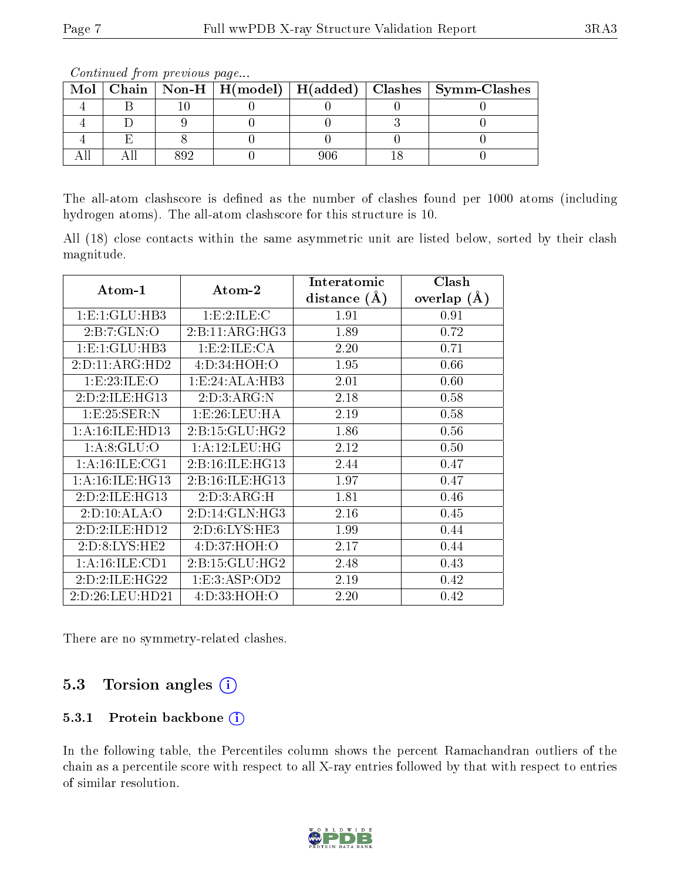*Continued from previous page...*

| Mol | Chain | Non-H | H(model) | H(added) | Clashes | Symm-Clashes |
|---|---|---|---|---|---|---|
| 4 | B | 10 | 0 | 0 | 0 | 0 |
| 4 | D | 9 | 0 | 0 | 3 | 0 |
| 4 | E | 8 | 0 | 0 | 0 | 0 |
| All | All | 892 | 0 | 906 | 18 | 0 |

The all-atom clashscore is defined as the number of clashes found per 1000 atoms (including hydrogen atoms). The all-atom clashscore for this structure is 10.

All (18) close contacts within the same asymmetric unit are listed below, sorted by their clash magnitude.

| Atom-1 | Atom-2 | Interatomic distance (Å) | Clash overlap (Å) |
|---|---|---|---|
| 1:E:1:GLU:HB3 | 1:E:2:ILE:C | 1.91 | 0.91 |
| 2:B:7:GLN:O | 2:B:11:ARG:HG3 | 1.89 | 0.72 |
| 1:E:1:GLU:HB3 | 1:E:2:ILE:CA | 2.20 | 0.71 |
| 2:D:11:ARG:HD2 | 4:D:34:HOH:O | 1.95 | 0.66 |
| 1:E:23:ILE:O | 1:E:24:ALA:HB3 | 2.01 | 0.60 |
| 2:D:2:ILE:HG13 | 2:D:3:ARG:N | 2.18 | 0.58 |
| 1:E:25:SER:N | 1:E:26:LEU:HA | 2.19 | 0.58 |
| 1:A:16:ILE:HD13 | 2:B:15:GLU:HG2 | 1.86 | 0.56 |
| 1:A:8:GLU:O | 1:A:12:LEU:HG | 2.12 | 0.50 |
| 1:A:16:ILE:CG1 | 2:B:16:ILE:HG13 | 2.44 | 0.47 |
| 1:A:16:ILE:HG13 | 2:B:16:ILE:HG13 | 1.97 | 0.47 |
| 2:D:2:ILE:HG13 | 2:D:3:ARG:H | 1.81 | 0.46 |
| 2:D:10:ALA:O | 2:D:14:GLN:HG3 | 2.16 | 0.45 |
| 2:D:2:ILE:HD12 | 2:D:6:LYS:HE3 | 1.99 | 0.44 |
| 2:D:8:LYS:HE2 | 4:D:37:HOH:O | 2.17 | 0.44 |
| 1:A:16:ILE:CD1 | 2:B:15:GLU:HG2 | 2.48 | 0.43 |
| 2:D:2:ILE:HG22 | 1:E:3:ASP:OD2 | 2.19 | 0.42 |
| 2:D:26:LEU:HD21 | 4:D:33:HOH:O | 2.20 | 0.42 |

There are no symmetry-related clashes.

## 5.3 Torsion angles

### 5.3.1 Protein backbone

In the following table, the Percentiles column shows the percent Ramachandran outliers of the chain as a percentile score with respect to all X-ray entries followed by that with respect to entries of similar resolution.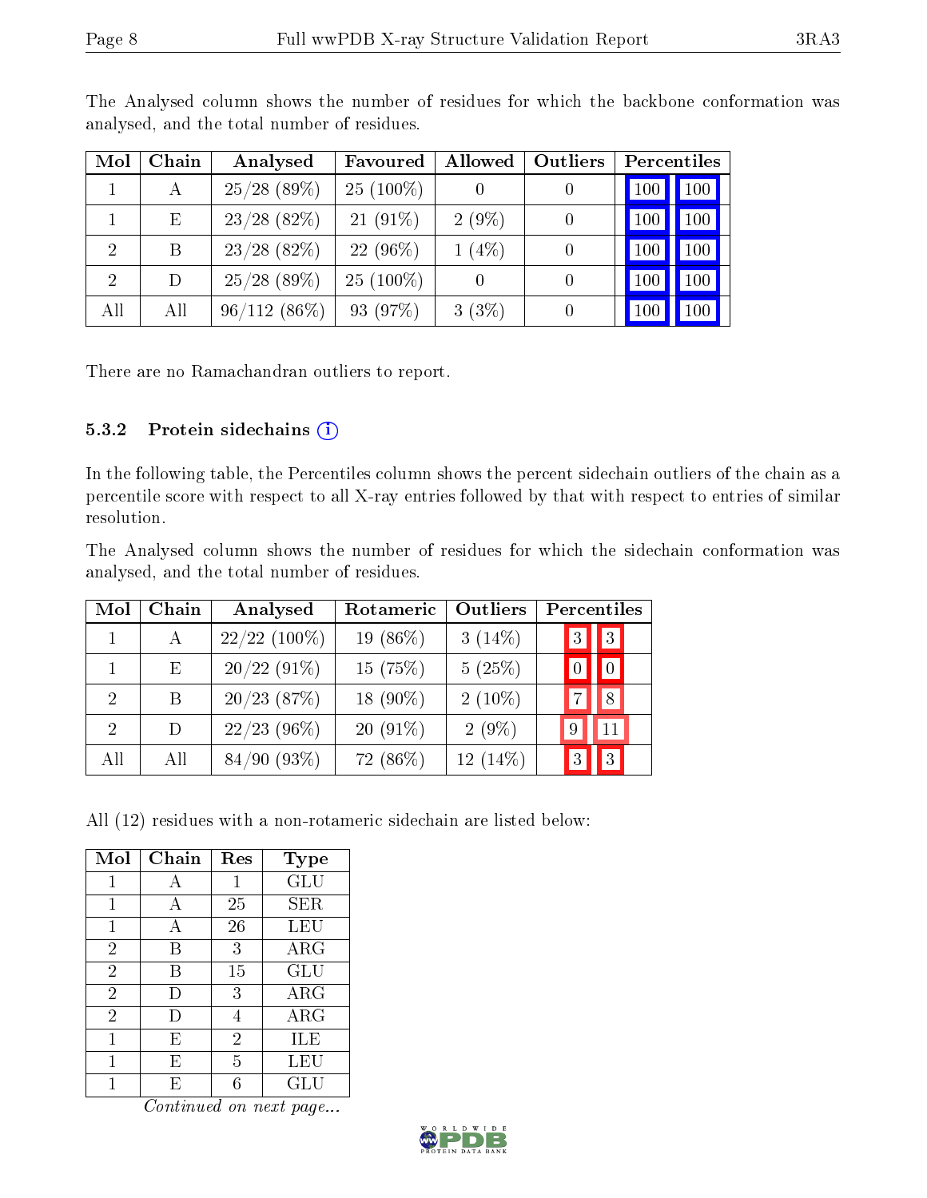The Analysed column shows the number of residues for which the backbone conformation was analysed, and the total number of residues.

| Mol | Chain | Analysed | Favoured | Allowed | Outliers | Percentiles | |
|---|---|---|---|---|---|---|---|
| 1 | A | 25/28 (89%) | 25 (100%) | 0 | 0 | 100 | 100 |
| 1 | E | 23/28 (82%) | 21 (91%) | 2 (9%) | 0 | 100 | 100 |
| 2 | B | 23/28 (82%) | 22 (96%) | 1 (4%) | 0 | 100 | 100 |
| 2 | D | 25/28 (89%) | 25 (100%) | 0 | 0 | 100 | 100 |
| All | All | 96/112 (86%) | 93 (97%) | 3 (3%) | 0 | 100 | 100 |

There are no Ramachandran outliers to report.

### 5.3.2 Protein sidechains (i)

In the following table, the Percentiles column shows the percent sidechain outliers of the chain as a percentile score with respect to all X-ray entries followed by that with respect to entries of similar resolution.

The Analysed column shows the number of residues for which the sidechain conformation was analysed, and the total number of residues.

| Mol | Chain | Analysed | Rotameric | Outliers | Percentiles | |
|---|---|---|---|---|---|---|
| 1 | A | 22/22 (100%) | 19 (86%) | 3 (14%) | 3 | 3 |
| 1 | E | 20/22 (91%) | 15 (75%) | 5 (25%) | 0 | 0 |
| 2 | B | 20/23 (87%) | 18 (90%) | 2 (10%) | 7 | 8 |
| 2 | D | 22/23 (96%) | 20 (91%) | 2 (9%) | 9 | 11 |
| All | All | 84/90 (93%) | 72 (86%) | 12 (14%) | 3 | 3 |

All (12) residues with a non-rotameric sidechain are listed below:

| Mol | Chain | Res | Type |
|---|---|---|---|
| 1 | A | 1 | GLU |
| 1 | A | 25 | SER |
| 1 | A | 26 | LEU |
| 2 | B | 3 | ARG |
| 2 | B | 15 | GLU |
| 2 | D | 3 | ARG |
| 2 | D | 4 | ARG |
| 1 | E | 2 | ILE |
| 1 | E | 5 | LEU |
| 1 | E | 6 | GLU |

*Continued on next page...*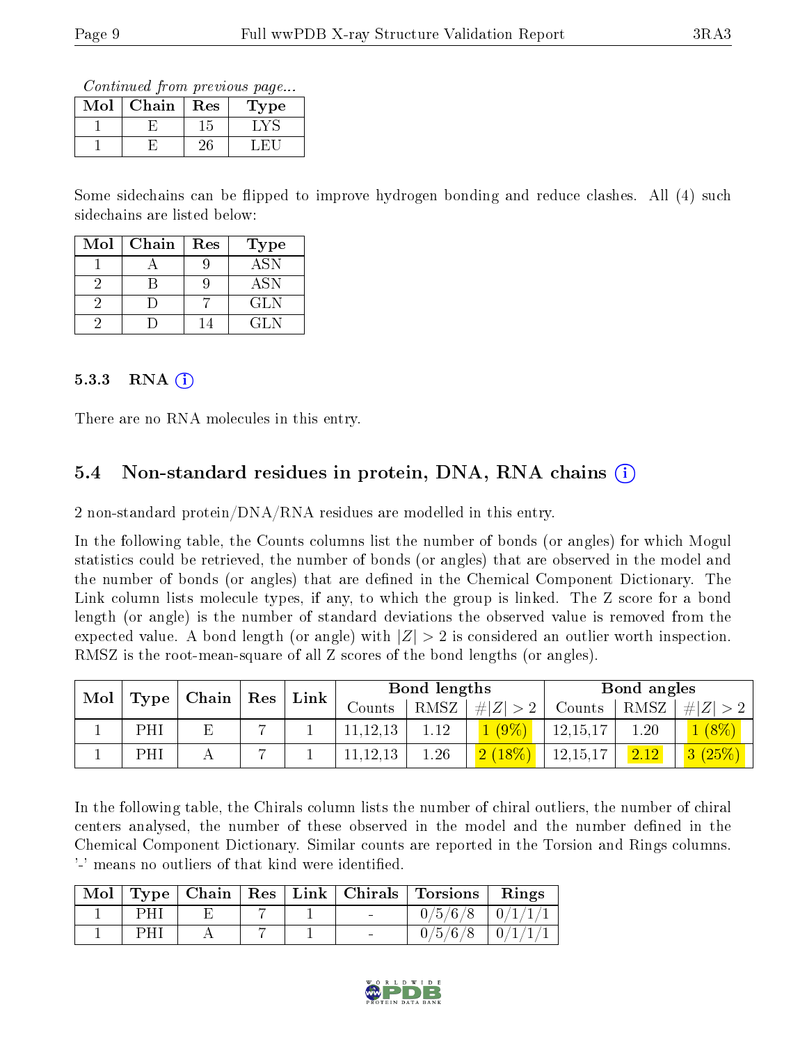*Continued from previous page...*

| Mol | Chain | Res | Type |
|---|---|---|---|
| 1 | E | 15 | LYS |
| 1 | E | 26 | LEU |

Some sidechains can be flipped to improve hydrogen bonding and reduce clashes. All (4) such sidechains are listed below:

| Mol | Chain | Res | Type |
|---|---|---|---|
| 1 | A | 9 | ASN |
| 2 | B | 9 | ASN |
| 2 | D | 7 | GLN |
| 2 | D | 14 | GLN |

### 5.3.3 RNA

There are no RNA molecules in this entry.

## 5.4 Non-standard residues in protein, DNA, RNA chains

2 non-standard protein/DNA/RNA residues are modelled in this entry.

In the following table, the Counts columns list the number of bonds (or angles) for which Mogul statistics could be retrieved, the number of bonds (or angles) that are observed in the model and the number of bonds (or angles) that are defined in the Chemical Component Dictionary. The Link column lists molecule types, if any, to which the group is linked. The Z score for a bond length (or angle) is the number of standard deviations the observed value is removed from the expected value. A bond length (or angle) with $|Z| > 2$ is considered an outlier worth inspection. RMSZ is the root-mean-square of all Z scores of the bond lengths (or angles).

| Mol | Type | Chain | Res | Link | Bond lengths | | | Bond angles | | |
|---|---|---|---|---|---|---|---|---|---|---|
| | | | | | Counts | RMSZ | $\#\|Z\| > 2$ | Counts | RMSZ | $\#\|Z\| > 2$ |
| 1 | PHI | E | 7 | 1 | 11,12,13 | 1.12 | 1 (9%) | 12,15,17 | 1.20 | 1 (8%) |
| 1 | PHI | A | 7 | 1 | 11,12,13 | 1.26 | 2 (18%) | 12,15,17 | 2.12 | 3 (25%) |

In the following table, the Chirals column lists the number of chiral outliers, the number of chiral centers analysed, the number of these observed in the model and the number defined in the Chemical Component Dictionary. Similar counts are reported in the Torsion and Rings columns. '-' means no outliers of that kind were identified.

| Mol | Type | Chain | Res | Link | Chirals | Torsions | Rings |
|---|---|---|---|---|---|---|---|
| 1 | PHI | E | 7 | 1 | - | 0/5/6/8 | 0/1/1/1 |
| 1 | PHI | A | 7 | 1 | - | 0/5/6/8 | 0/1/1/1 |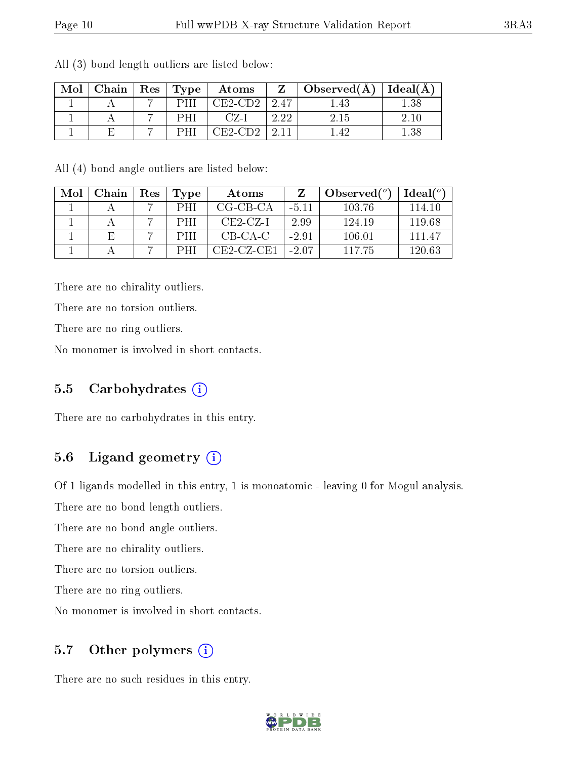All (3) bond length outliers are listed below:

| Mol | Chain | Res | Type | Atoms | Z | Observed(Å) | Ideal(Å) |
|---|---|---|---|---|---|---|---|
| 1 | A | 7 | PHI | CE2-CD2 | 2.47 | 1.43 | 1.38 |
| 1 | A | 7 | PHI | CZ-I | 2.22 | 2.15 | 2.10 |
| 1 | E | 7 | PHI | CE2-CD2 | 2.11 | 1.42 | 1.38 |

All (4) bond angle outliers are listed below:

| Mol | Chain | Res | Type | Atoms | Z | Observed(°) | Ideal(°) |
|---|---|---|---|---|---|---|---|
| 1 | A | 7 | PHI | CG-CB-CA | -5.11 | 103.76 | 114.10 |
| 1 | A | 7 | PHI | CE2-CZ-I | 2.99 | 124.19 | 119.68 |
| 1 | E | 7 | PHI | CB-CA-C | -2.91 | 106.01 | 111.47 |
| 1 | A | 7 | PHI | CE2-CZ-CE1 | -2.07 | 117.75 | 120.63 |

There are no chirality outliers.

There are no torsion outliers.

There are no ring outliers.

No monomer is involved in short contacts.

## 5.5 Carbohydrates

There are no carbohydrates in this entry.

## 5.6 Ligand geometry

Of 1 ligands modelled in this entry, 1 is monoatomic - leaving 0 for Mogul analysis.

There are no bond length outliers.

There are no bond angle outliers.

There are no chirality outliers.

There are no torsion outliers.

There are no ring outliers.

No monomer is involved in short contacts.

## 5.7 Other polymers

There are no such residues in this entry.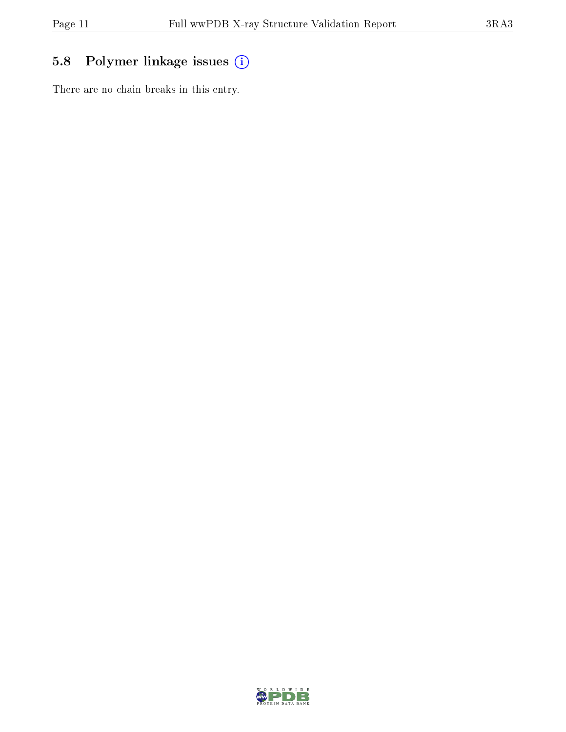## 5.8 Polymer linkage issues

There are no chain breaks in this entry.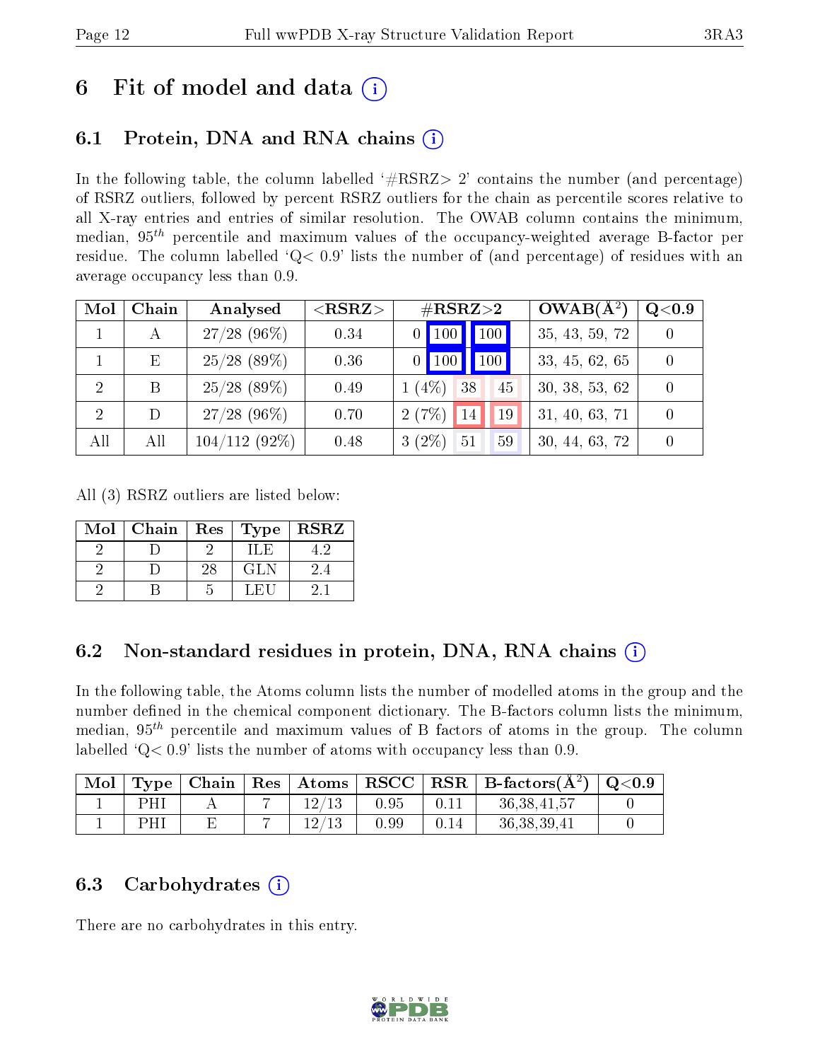# 6 Fit of model and data (i)

## 6.1 Protein, DNA and RNA chains (i)

In the following table, the column labelled '#RSRZ> 2' contains the number (and percentage) of RSRZ outliers, followed by percent RSRZ outliers for the chain as percentile scores relative to all X-ray entries and entries of similar resolution. The OWAB column contains the minimum, median, $95^{th}$ percentile and maximum values of the occupancy-weighted average B-factor per residue. The column labelled 'Q< 0.9' lists the number of (and percentage) of residues with an average occupancy less than 0.9.

| Mol | Chain | Analysed | <RSRZ> | #RSRZ>2 | | | OWAB(Å$^2$) | Q<0.9 |
|---|---|---|---|---|---|---|---|---|
| 1 | A | 27/28 (96%) | 0.34 | 0 | 100 | 100 | 35, 43, 59, 72 | 0 |
| 1 | E | 25/28 (89%) | 0.36 | 0 | 100 | 100 | 33, 45, 62, 65 | 0 |
| 2 | B | 25/28 (89%) | 0.49 | 1 (4%) | 38 | 45 | 30, 38, 53, 62 | 0 |
| 2 | D | 27/28 (96%) | 0.70 | 2 (7%) | 14 | 19 | 31, 40, 63, 71 | 0 |
| All | All | 104/112 (92%) | 0.48 | 3 (2%) | 51 | 59 | 30, 44, 63, 72 | 0 |

All (3) RSRZ outliers are listed below:

| Mol | Chain | Res | Type | RSRZ |
|---|---|---|---|---|
| 2 | D | 2 | ILE | 4.2 |
| 2 | D | 28 | GLN | 2.4 |
| 2 | B | 5 | LEU | 2.1 |

## 6.2 Non-standard residues in protein, DNA, RNA chains (i)

In the following table, the Atoms column lists the number of modelled atoms in the group and the number defined in the chemical component dictionary. The B-factors column lists the minimum, median, $95^{th}$ percentile and maximum values of B factors of atoms in the group. The column labelled 'Q< 0.9' lists the number of atoms with occupancy less than 0.9.

| Mol | Type | Chain | Res | Atoms | RSCC | RSR | B-factors(Å$^2$) | Q<0.9 |
|---|---|---|---|---|---|---|---|---|
| 1 | PHI | A | 7 | 12/13 | 0.95 | 0.11 | 36,38,41,57 | 0 |
| 1 | PHI | E | 7 | 12/13 | 0.99 | 0.14 | 36,38,39,41 | 0 |

## 6.3 Carbohydrates (i)

There are no carbohydrates in this entry.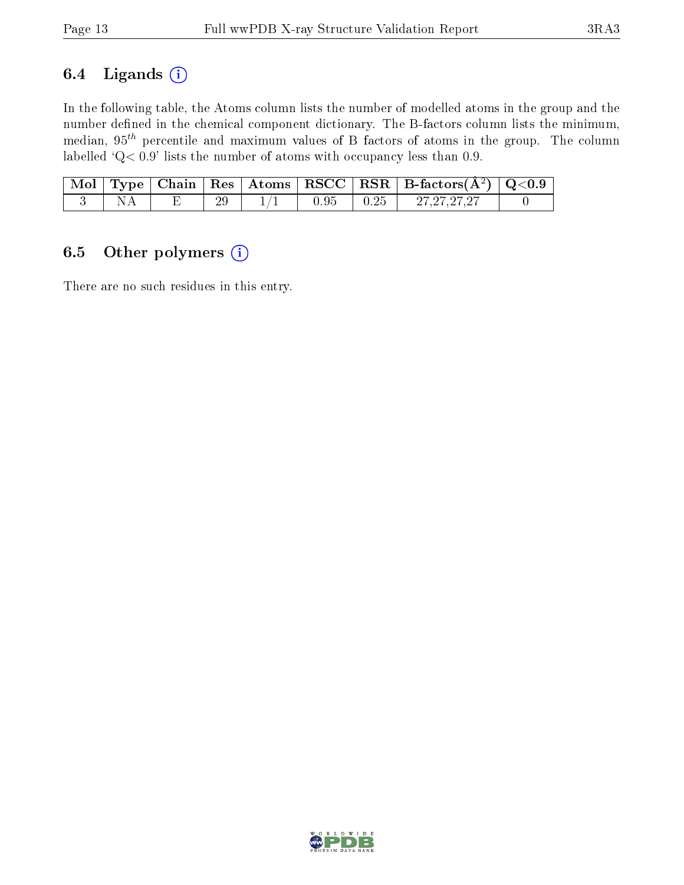## 6.4 Ligands (i)

In the following table, the Atoms column lists the number of modelled atoms in the group and the number defined in the chemical component dictionary. The B-factors column lists the minimum, median, $95^{th}$ percentile and maximum values of B factors of atoms in the group. The column labelled 'Q< 0.9' lists the number of atoms with occupancy less than 0.9.

| Mol | Type | Chain | Res | Atoms | RSCC | RSR | B-factors(Å$^2$) | Q<0.9 |
|---|---|---|---|---|---|---|---|---|
| 3 | NA | E | 29 | 1/1 | 0.95 | 0.25 | 27,27,27,27 | 0 |

## 6.5 Other polymers (i)

There are no such residues in this entry.